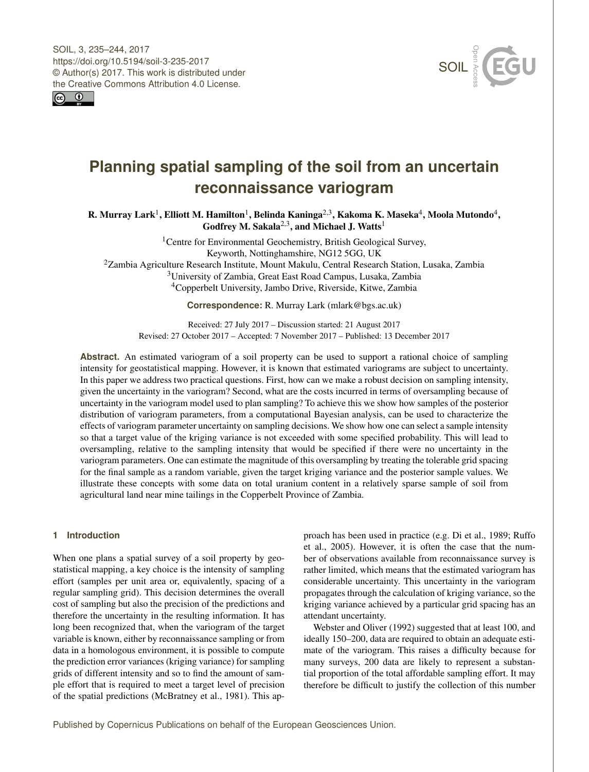# Planning spatial sampling of the soil from an uncertain reconnaissance variogram

**R. Murray Lark[1], Elliott M. Hamilton[1], Belinda Kaninga[2,3], Kakoma K. Maseka[4], Moola Mutondo[4], Godfrey M. Sakala[2,3], and Michael J. Watts[1]**

[1]Centre for Environmental Geochemistry, British Geological Survey, Keyworth, Nottinghamshire, NG12 5GG, UK

[2]Zambia Agriculture Research Institute, Mount Makulu, Central Research Station, Lusaka, Zambia

[3]University of Zambia, Great East Road Campus, Lusaka, Zambia

[4]Copperbelt University, Jambo Drive, Riverside, Kitwe, Zambia

**Correspondence:** R. Murray Lark (mlark@bgs.ac.uk)

Received: 27 July 2017 – Discussion started: 21 August 2017
Revised: 27 October 2017 – Accepted: 7 November 2017 – Published: 13 December 2017

**Abstract.** An estimated variogram of a soil property can be used to support a rational choice of sampling intensity for geostatistical mapping. However, it is known that estimated variograms are subject to uncertainty. In this paper we address two practical questions. First, how can we make a robust decision on sampling intensity, given the uncertainty in the variogram? Second, what are the costs incurred in terms of oversampling because of uncertainty in the variogram model used to plan sampling? To achieve this we show how samples of the posterior distribution of variogram parameters, from a computational Bayesian analysis, can be used to characterize the effects of variogram parameter uncertainty on sampling decisions. We show how one can select a sample intensity so that a target value of the kriging variance is not exceeded with some specified probability. This will lead to oversampling, relative to the sampling intensity that would be specified if there were no uncertainty in the variogram parameters. One can estimate the magnitude of this oversampling by treating the tolerable grid spacing for the final sample as a random variable, given the target kriging variance and the posterior sample values. We illustrate these concepts with some data on total uranium content in a relatively sparse sample of soil from agricultural land near mine tailings in the Copperbelt Province of Zambia.

## 1 Introduction

When one plans a spatial survey of a soil property by geostatistical mapping, a key choice is the intensity of sampling effort (samples per unit area or, equivalently, spacing of a regular sampling grid). This decision determines the overall cost of sampling but also the precision of the predictions and therefore the uncertainty in the resulting information. It has long been recognized that, when the variogram of the target variable is known, either by reconnaissance sampling or from data in a homologous environment, it is possible to compute the prediction error variances (kriging variance) for sampling grids of different intensity and so to find the amount of sample effort that is required to meet a target level of precision of the spatial predictions (McBratney et al., 1981). This approach has been used in practice (e.g. Di et al., 1989; Ruffo et al., 2005). However, it is often the case that the number of observations available from reconnaissance survey is rather limited, which means that the estimated variogram has considerable uncertainty. This uncertainty in the variogram propagates through the calculation of kriging variance, so the kriging variance achieved by a particular grid spacing has an attendant uncertainty.

Webster and Oliver (1992) suggested that at least 100, and ideally 150–200, data are required to obtain an adequate estimate of the variogram. This raises a difficulty because for many surveys, 200 data are likely to represent a substantial proportion of the total affordable sampling effort. It may therefore be difficult to justify the collection of this number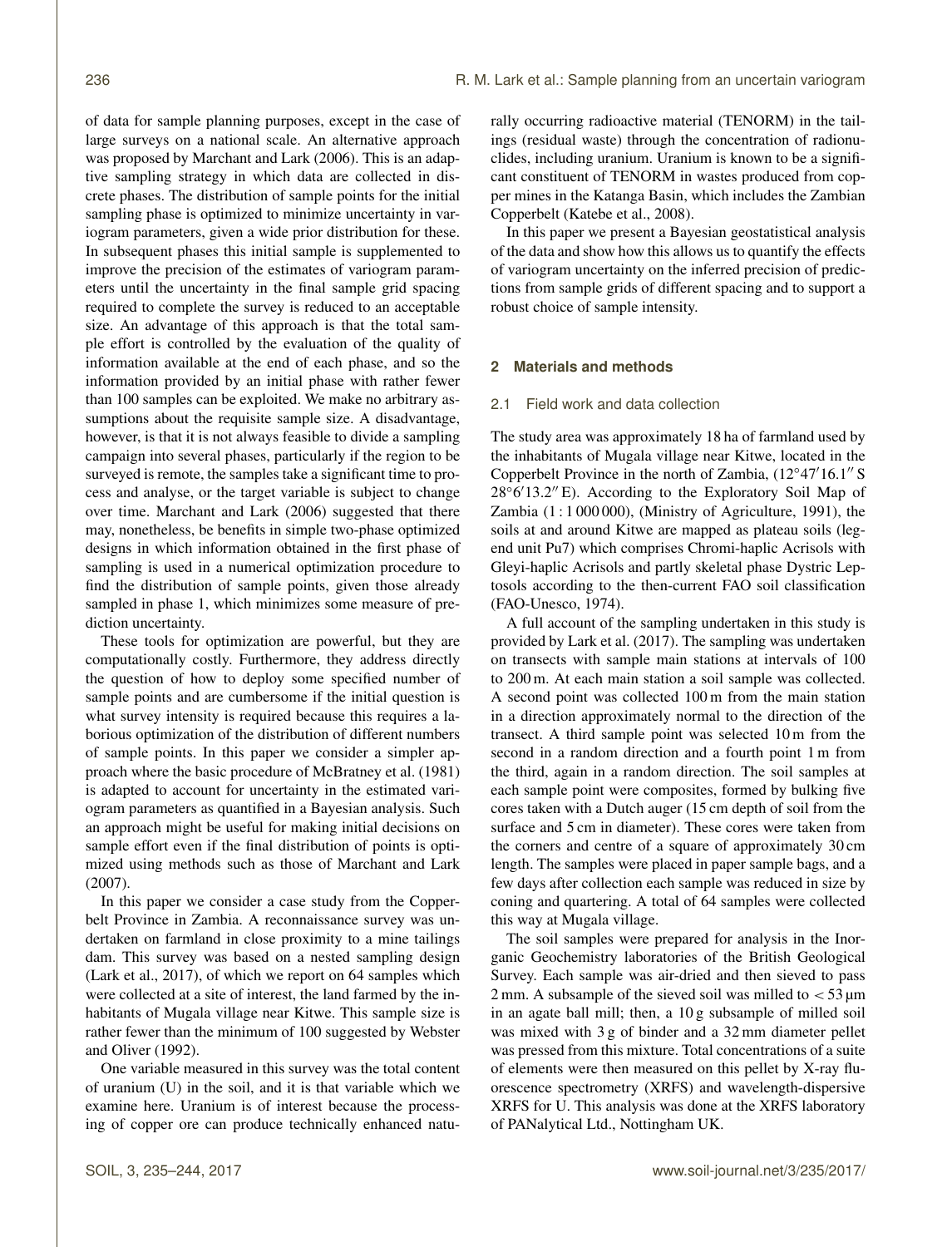of data for sample planning purposes, except in the case of large surveys on a national scale. An alternative approach was proposed by Marchant and Lark (2006). This is an adaptive sampling strategy in which data are collected in discrete phases. The distribution of sample points for the initial sampling phase is optimized to minimize uncertainty in variogram parameters, given a wide prior distribution for these. In subsequent phases this initial sample is supplemented to improve the precision of the estimates of variogram parameters until the uncertainty in the final sample grid spacing required to complete the survey is reduced to an acceptable size. An advantage of this approach is that the total sample effort is controlled by the evaluation of the quality of information available at the end of each phase, and so the information provided by an initial phase with rather fewer than 100 samples can be exploited. We make no arbitrary assumptions about the requisite sample size. A disadvantage, however, is that it is not always feasible to divide a sampling campaign into several phases, particularly if the region to be surveyed is remote, the samples take a significant time to process and analyse, or the target variable is subject to change over time. Marchant and Lark (2006) suggested that there may, nonetheless, be benefits in simple two-phase optimized designs in which information obtained in the first phase of sampling is used in a numerical optimization procedure to find the distribution of sample points, given those already sampled in phase 1, which minimizes some measure of prediction uncertainty.

These tools for optimization are powerful, but they are computationally costly. Furthermore, they address directly the question of how to deploy some specified number of sample points and are cumbersome if the initial question is what survey intensity is required because this requires a laborious optimization of the distribution of different numbers of sample points. In this paper we consider a simpler approach where the basic procedure of McBratney et al. (1981) is adapted to account for uncertainty in the estimated variogram parameters as quantified in a Bayesian analysis. Such an approach might be useful for making initial decisions on sample effort even if the final distribution of points is optimized using methods such as those of Marchant and Lark (2007).

In this paper we consider a case study from the Copperbelt Province in Zambia. A reconnaissance survey was undertaken on farmland in close proximity to a mine tailings dam. This survey was based on a nested sampling design (Lark et al., 2017), of which we report on 64 samples which were collected at a site of interest, the land farmed by the inhabitants of Mugala village near Kitwe. This sample size is rather fewer than the minimum of 100 suggested by Webster and Oliver (1992).

One variable measured in this survey was the total content of uranium (U) in the soil, and it is that variable which we examine here. Uranium is of interest because the processing of copper ore can produce technically enhanced naturally occurring radioactive material (TENORM) in the tailings (residual waste) through the concentration of radionuclides, including uranium. Uranium is known to be a significant constituent of TENORM in wastes produced from copper mines in the Katanga Basin, which includes the Zambian Copperbelt (Katebe et al., 2008).

In this paper we present a Bayesian geostatistical analysis of the data and show how this allows us to quantify the effects of variogram uncertainty on the inferred precision of predictions from sample grids of different spacing and to support a robust choice of sample intensity.

## 2 Materials and methods

### 2.1 Field work and data collection

The study area was approximately 18 ha of farmland used by the inhabitants of Mugala village near Kitwe, located in the Copperbelt Province in the north of Zambia, (12°47′16.1″ S 28°6′13.2″ E). According to the Exploratory Soil Map of Zambia (1 : 1 000 000), (Ministry of Agriculture, 1991), the soils at and around Kitwe are mapped as plateau soils (legend unit Pu7) which comprises Chromi-haplic Acrisols with Gleyi-haplic Acrisols and partly skeletal phase Dystric Leptosols according to the then-current FAO soil classification (FAO-Unesco, 1974).

A full account of the sampling undertaken in this study is provided by Lark et al. (2017). The sampling was undertaken on transects with sample main stations at intervals of 100 to 200 m. At each main station a soil sample was collected. A second point was collected 100 m from the main station in a direction approximately normal to the direction of the transect. A third sample point was selected 10 m from the second in a random direction and a fourth point 1 m from the third, again in a random direction. The soil samples at each sample point were composites, formed by bulking five cores taken with a Dutch auger (15 cm depth of soil from the surface and 5 cm in diameter). These cores were taken from the corners and centre of a square of approximately 30 cm length. The samples were placed in paper sample bags, and a few days after collection each sample was reduced in size by coning and quartering. A total of 64 samples were collected this way at Mugala village.

The soil samples were prepared for analysis in the Inorganic Geochemistry laboratories of the British Geological Survey. Each sample was air-dried and then sieved to pass 2 mm. A subsample of the sieved soil was milled to $< 53\,\mu$m in an agate ball mill; then, a 10 g subsample of milled soil was mixed with 3 g of binder and a 32 mm diameter pellet was pressed from this mixture. Total concentrations of a suite of elements were then measured on this pellet by X-ray fluorescence spectrometry (XRFS) and wavelength-dispersive XRFS for U. This analysis was done at the XRFS laboratory of PANalytical Ltd., Nottingham UK.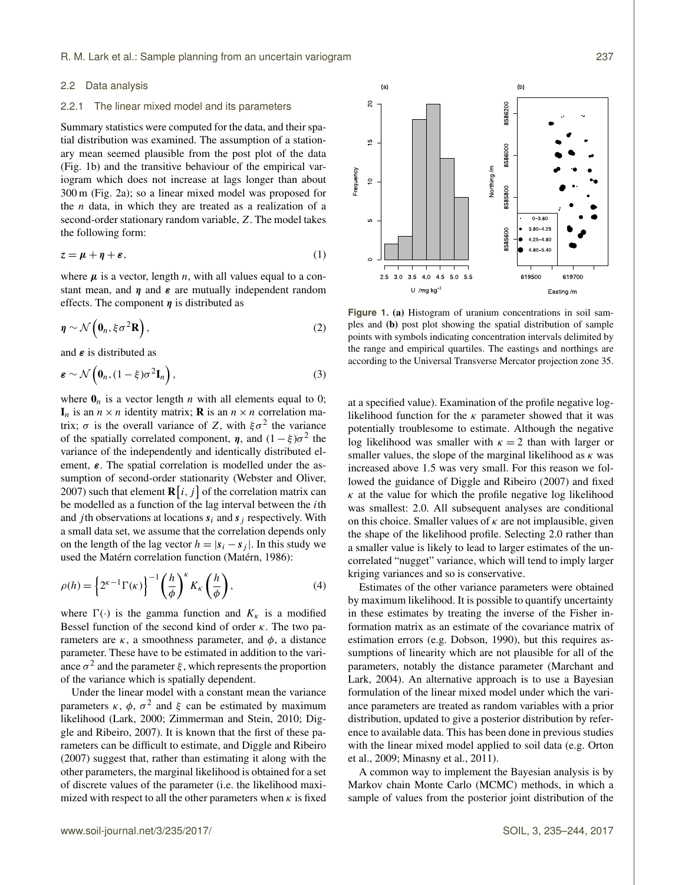### 2.2 Data analysis

#### 2.2.1 The linear mixed model and its parameters

Summary statistics were computed for the data, and their spatial distribution was examined. The assumption of a stationary mean seemed plausible from the post plot of the data (Fig. 1b) and the transitive behaviour of the empirical variogram which does not increase at lags longer than about 300 m (Fig. 2a); so a linear mixed model was proposed for the $n$ data, in which they are treated as a realization of a second-order stationary random variable, $Z$. The model takes the following form:

$$\mathbf{z} = \boldsymbol{\mu} + \boldsymbol{\eta} + \boldsymbol{\varepsilon}, \tag{1}$$

where $\boldsymbol{\mu}$ is a vector, length $n$, with all values equal to a constant mean, and $\boldsymbol{\eta}$ and $\boldsymbol{\varepsilon}$ are mutually independent random effects. The component $\boldsymbol{\eta}$ is distributed as

$$\boldsymbol{\eta} \sim \mathcal{N}\left(\mathbf{0}_n, \xi\sigma^2\mathbf{R}\right), \tag{2}$$

and $\boldsymbol{\varepsilon}$ is distributed as

$$\boldsymbol{\varepsilon} \sim \mathcal{N}\left(\mathbf{0}_n, (1-\xi)\sigma^2\mathbf{I}_n\right), \tag{3}$$

where $\mathbf{0}_n$ is a vector length $n$ with all elements equal to 0; $\mathbf{I}_n$ is an $n \times n$ identity matrix; $\mathbf{R}$ is an $n \times n$ correlation matrix; $\sigma$ is the overall variance of $Z$, with $\xi\sigma^2$ the variance of the spatially correlated component, $\boldsymbol{\eta}$, and $(1-\xi)\sigma^2$ the variance of the independently and identically distributed element, $\boldsymbol{\varepsilon}$. The spatial correlation is modelled under the assumption of second-order stationarity (Webster and Oliver, 2007) such that element $\mathbf{R}[i, j]$ of the correlation matrix can be modelled as a function of the lag interval between the $i$th and $j$th observations at locations $\boldsymbol{s}_i$ and $\boldsymbol{s}_j$ respectively. With a small data set, we assume that the correlation depends only on the length of the lag vector $h = |\boldsymbol{s}_i - \boldsymbol{s}_j|$. In this study we used the Matérn correlation function (Matérn, 1986):

$$\rho(h) = \left\{2^{\kappa-1}\Gamma(\kappa)\right\}^{-1}\left(\frac{h}{\phi}\right)^{\kappa} K_{\kappa}\left(\frac{h}{\phi}\right), \tag{4}$$

where $\Gamma(\cdot)$ is the gamma function and $K_\kappa$ is a modified Bessel function of the second kind of order $\kappa$. The two parameters are $\kappa$, a smoothness parameter, and $\phi$, a distance parameter. These have to be estimated in addition to the variance $\sigma^2$ and the parameter $\xi$, which represents the proportion of the variance which is spatially dependent.

Under the linear model with a constant mean the variance parameters $\kappa$, $\phi$, $\sigma^2$ and $\xi$ can be estimated by maximum likelihood (Lark, 2000; Zimmerman and Stein, 2010; Diggle and Ribeiro, 2007). It is known that the first of these parameters can be difficult to estimate, and Diggle and Ribeiro (2007) suggest that, rather than estimating it along with the other parameters, the marginal likelihood is obtained for a set of discrete values of the parameter (i.e. the likelihood maximized with respect to all the other parameters when $\kappa$ is fixed at a specified value). Examination of the profile negative log-likelihood function for the $\kappa$ parameter showed that it was potentially troublesome to estimate. Although the negative log likelihood was smaller with $\kappa = 2$ than with larger or smaller values, the slope of the marginal likelihood as $\kappa$ was increased above 1.5 was very small. For this reason we followed the guidance of Diggle and Ribeiro (2007) and fixed $\kappa$ at the value for which the profile negative log likelihood was smallest: 2.0. All subsequent analyses are conditional on this choice. Smaller values of $\kappa$ are not implausible, given the shape of the likelihood profile. Selecting 2.0 rather than a smaller value is likely to lead to larger estimates of the uncorrelated "nugget" variance, which will tend to imply larger kriging variances and so is conservative.

Figure 1. **(a)** Histogram of uranium concentrations in soil samples and **(b)** post plot showing the spatial distribution of sample points with symbols indicating concentration intervals delimited by the range and empirical quartiles. The eastings and northings are according to the Universal Transverse Mercator projection zone 35.

Estimates of the other variance parameters were obtained by maximum likelihood. It is possible to quantify uncertainty in these estimates by treating the inverse of the Fisher information matrix as an estimate of the covariance matrix of estimation errors (e.g. Dobson, 1990), but this requires assumptions of linearity which are not plausible for all of the parameters, notably the distance parameter (Marchant and Lark, 2004). An alternative approach is to use a Bayesian formulation of the linear mixed model under which the variance parameters are treated as random variables with a prior distribution, updated to give a posterior distribution by reference to available data. This has been done in previous studies with the linear mixed model applied to soil data (e.g. Orton et al., 2009; Minasny et al., 2011).

A common way to implement the Bayesian analysis is by Markov chain Monte Carlo (MCMC) methods, in which a sample of values from the posterior joint distribution of the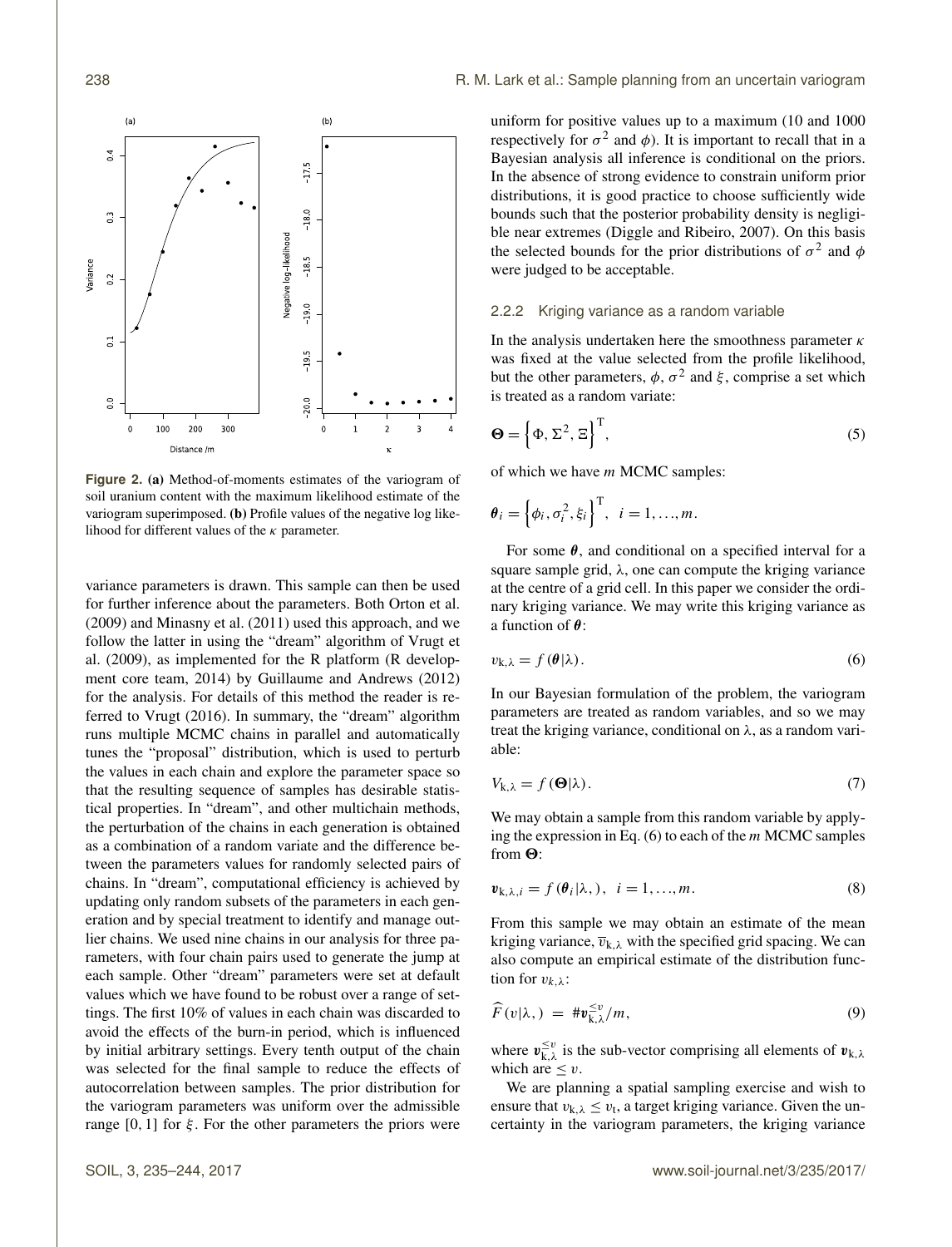**Figure 2.** **(a)** Method-of-moments estimates of the variogram of soil uranium content with the maximum likelihood estimate of the variogram superimposed. **(b)** Profile values of the negative log likelihood for different values of the $\kappa$ parameter.

variance parameters is drawn. This sample can then be used for further inference about the parameters. Both Orton et al. (2009) and Minasny et al. (2011) used this approach, and we follow the latter in using the "dream" algorithm of Vrugt et al. (2009), as implemented for the R platform (R development core team, 2014) by Guillaume and Andrews (2012) for the analysis. For details of this method the reader is referred to Vrugt (2016). In summary, the "dream" algorithm runs multiple MCMC chains in parallel and automatically tunes the "proposal" distribution, which is used to perturb the values in each chain and explore the parameter space so that the resulting sequence of samples has desirable statistical properties. In "dream", and other multichain methods, the perturbation of the chains in each generation is obtained as a combination of a random variate and the difference between the parameters values for randomly selected pairs of chains. In "dream", computational efficiency is achieved by updating only random subsets of the parameters in each generation and by special treatment to identify and manage outlier chains. We used nine chains in our analysis for three parameters, with four chain pairs used to generate the jump at each sample. Other "dream" parameters were set at default values which we have found to be robust over a range of settings. The first 10% of values in each chain was discarded to avoid the effects of the burn-in period, which is influenced by initial arbitrary settings. Every tenth output of the chain was selected for the final sample to reduce the effects of autocorrelation between samples. The prior distribution for the variogram parameters was uniform over the admissible range [0, 1] for $\xi$. For the other parameters the priors were uniform for positive values up to a maximum (10 and 1000 respectively for $\sigma^2$ and $\phi$). It is important to recall that in a Bayesian analysis all inference is conditional on the priors. In the absence of strong evidence to constrain uniform prior distributions, it is good practice to choose sufficiently wide bounds such that the posterior probability density is negligible near extremes (Diggle and Ribeiro, 2007). On this basis the selected bounds for the prior distributions of $\sigma^2$ and $\phi$ were judged to be acceptable.

### 2.2.2 Kriging variance as a random variable

In the analysis undertaken here the smoothness parameter $\kappa$ was fixed at the value selected from the profile likelihood, but the other parameters, $\phi$, $\sigma^2$ and $\xi$, comprise a set which is treated as a random variate:

$$\boldsymbol{\Theta} = \left\{\Phi, \Sigma^2, \Xi\right\}^{\mathrm{T}}, \tag{5}$$

of which we have $m$ MCMC samples:

$$\boldsymbol{\theta}_i = \left\{\phi_i, \sigma_i^2, \xi_i\right\}^{\mathrm{T}}, \;\; i = 1, \ldots, m.$$

For some $\boldsymbol{\theta}$, and conditional on a specified interval for a square sample grid, $\lambda$, one can compute the kriging variance at the centre of a grid cell. In this paper we consider the ordinary kriging variance. We may write this kriging variance as a function of $\boldsymbol{\theta}$:

$$v_{\mathrm{k},\lambda} = f(\boldsymbol{\theta}|\lambda). \tag{6}$$

In our Bayesian formulation of the problem, the variogram parameters are treated as random variables, and so we may treat the kriging variance, conditional on $\lambda$, as a random variable:

$$V_{\mathrm{k},\lambda} = f(\boldsymbol{\Theta}|\lambda). \tag{7}$$

We may obtain a sample from this random variable by applying the expression in Eq. (6) to each of the $m$ MCMC samples from $\boldsymbol{\Theta}$:

$$\boldsymbol{v}_{\mathrm{k},\lambda,i} = f(\boldsymbol{\theta}_i|\lambda,), \;\; i = 1, \ldots, m. \tag{8}$$

From this sample we may obtain an estimate of the mean kriging variance, $\overline{v}_{\mathrm{k},\lambda}$ with the specified grid spacing. We can also compute an empirical estimate of the distribution function for $v_{k,\lambda}$:

$$\widehat{F}(v|\lambda,) \; = \; \#\boldsymbol{v}_{\mathrm{k},\lambda}^{\leq v}/m, \tag{9}$$

where $\boldsymbol{v}_{\mathrm{k},\lambda}^{\leq v}$ is the sub-vector comprising all elements of $\boldsymbol{v}_{\mathrm{k},\lambda}$ which are $\leq v$.

We are planning a spatial sampling exercise and wish to ensure that $v_{\mathrm{k},\lambda} \leq v_{\mathrm{t}}$, a target kriging variance. Given the uncertainty in the variogram parameters, the kriging variance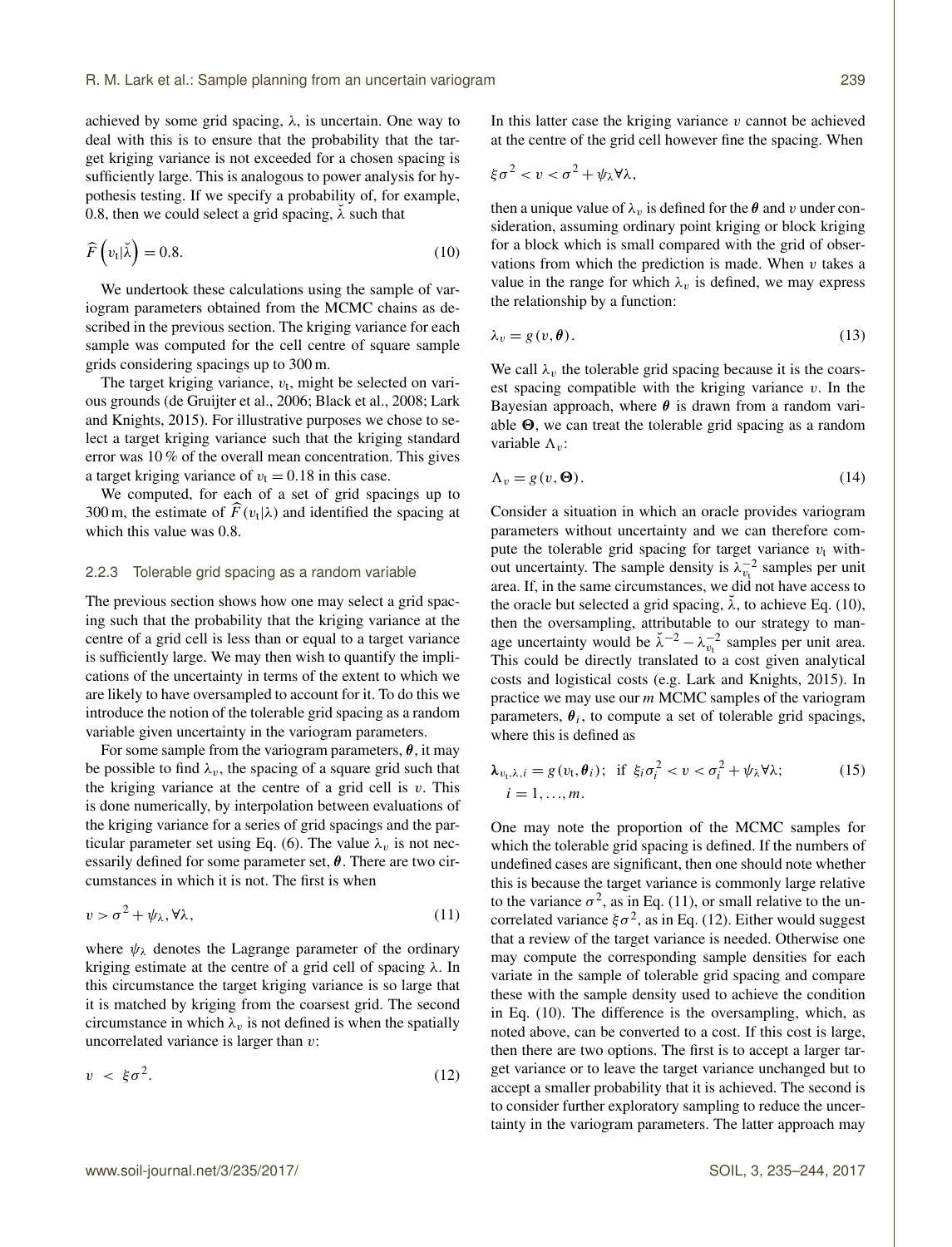achieved by some grid spacing, $\lambda$, is uncertain. One way to deal with this is to ensure that the probability that the target kriging variance is not exceeded for a chosen spacing is sufficiently large. This is analogous to power analysis for hypothesis testing. If we specify a probability of, for example, 0.8, then we could select a grid spacing, $\check{\lambda}$ such that

$$\widehat{F}\left(v_{\mathrm{t}}|\check{\lambda}\right) = 0.8. \tag{10}$$

We undertook these calculations using the sample of variogram parameters obtained from the MCMC chains as described in the previous section. The kriging variance for each sample was computed for the cell centre of square sample grids considering spacings up to 300 m.

The target kriging variance, $v_{\mathrm{t}}$, might be selected on various grounds (de Gruijter et al., 2006; Black et al., 2008; Lark and Knights, 2015). For illustrative purposes we chose to select a target kriging variance such that the kriging standard error was 10 % of the overall mean concentration. This gives a target kriging variance of $v_{\mathrm{t}} = 0.18$ in this case.

We computed, for each of a set of grid spacings up to 300 m, the estimate of $\widehat{F}(v_{\mathrm{t}}|\lambda)$ and identified the spacing at which this value was 0.8.

### 2.2.3 Tolerable grid spacing as a random variable

The previous section shows how one may select a grid spacing such that the probability that the kriging variance at the centre of a grid cell is less than or equal to a target variance is sufficiently large. We may then wish to quantify the implications of the uncertainty in terms of the extent to which we are likely to have oversampled to account for it. To do this we introduce the notion of the tolerable grid spacing as a random variable given uncertainty in the variogram parameters.

For some sample from the variogram parameters, $\boldsymbol{\theta}$, it may be possible to find $\lambda_v$, the spacing of a square grid such that the kriging variance at the centre of a grid cell is $v$. This is done numerically, by interpolation between evaluations of the kriging variance for a series of grid spacings and the particular parameter set using Eq. (6). The value $\lambda_v$ is not necessarily defined for some parameter set, $\boldsymbol{\theta}$. There are two circumstances in which it is not. The first is when

$$v > \sigma^2 + \psi_\lambda, \forall \lambda, \tag{11}$$

where $\psi_\lambda$ denotes the Lagrange parameter of the ordinary kriging estimate at the centre of a grid cell of spacing $\lambda$. In this circumstance the target kriging variance is so large that it is matched by kriging from the coarsest grid. The second circumstance in which $\lambda_v$ is not defined is when the spatially uncorrelated variance is larger than $v$:

$$v \; < \; \xi\sigma^2. \tag{12}$$

In this latter case the kriging variance $v$ cannot be achieved at the centre of the grid cell however fine the spacing. When

$$\xi\sigma^2 < v < \sigma^2 + \psi_\lambda \forall \lambda,$$

then a unique value of $\lambda_v$ is defined for the $\boldsymbol{\theta}$ and $v$ under consideration, assuming ordinary point kriging or block kriging for a block which is small compared with the grid of observations from which the prediction is made. When $v$ takes a value in the range for which $\lambda_v$ is defined, we may express the relationship by a function:

$$\lambda_v = g\left(v, \boldsymbol{\theta}\right). \tag{13}$$

We call $\lambda_v$ the tolerable grid spacing because it is the coarsest spacing compatible with the kriging variance $v$. In the Bayesian approach, where $\boldsymbol{\theta}$ is drawn from a random variable $\boldsymbol{\Theta}$, we can treat the tolerable grid spacing as a random variable $\Lambda_v$:

$$\Lambda_v = g\left(v, \boldsymbol{\Theta}\right). \tag{14}$$

Consider a situation in which an oracle provides variogram parameters without uncertainty and we can therefore compute the tolerable grid spacing for target variance $v_{\mathrm{t}}$ without uncertainty. The sample density is $\lambda_{v_{\mathrm{t}}}^{-2}$ samples per unit area. If, in the same circumstances, we did not have access to the oracle but selected a grid spacing, $\check{\lambda}$, to achieve Eq. (10), then the oversampling, attributable to our strategy to manage uncertainty would be $\check{\lambda}^{-2} - \lambda_{v_{\mathrm{t}}}^{-2}$ samples per unit area. This could be directly translated to a cost given analytical costs and logistical costs (e.g. Lark and Knights, 2015). In practice we may use our $m$ MCMC samples of the variogram parameters, $\boldsymbol{\theta}_i$, to compute a set of tolerable grid spacings, where this is defined as

$$\boldsymbol{\lambda}_{v_{\mathrm{t}},\lambda,i} = g\left(v_{\mathrm{t}}, \boldsymbol{\theta}_i\right); \;\; \text{if} \;\; \xi_i\sigma_i^2 < v < \sigma_i^2 + \psi_\lambda \forall \lambda; \qquad i = 1, \ldots, m. \tag{15}$$

One may note the proportion of the MCMC samples for which the tolerable grid spacing is defined. If the numbers of undefined cases are significant, then one should note whether this is because the target variance is commonly large relative to the variance $\sigma^2$, as in Eq. (11), or small relative to the uncorrelated variance $\xi\sigma^2$, as in Eq. (12). Either would suggest that a review of the target variance is needed. Otherwise one may compute the corresponding sample densities for each variate in the sample of tolerable grid spacing and compare these with the sample density used to achieve the condition in Eq. (10). The difference is the oversampling, which, as noted above, can be converted to a cost. If this cost is large, then there are two options. The first is to accept a larger target variance or to leave the target variance unchanged but to accept a smaller probability that it is achieved. The second is to consider further exploratory sampling to reduce the uncertainty in the variogram parameters. The latter approach may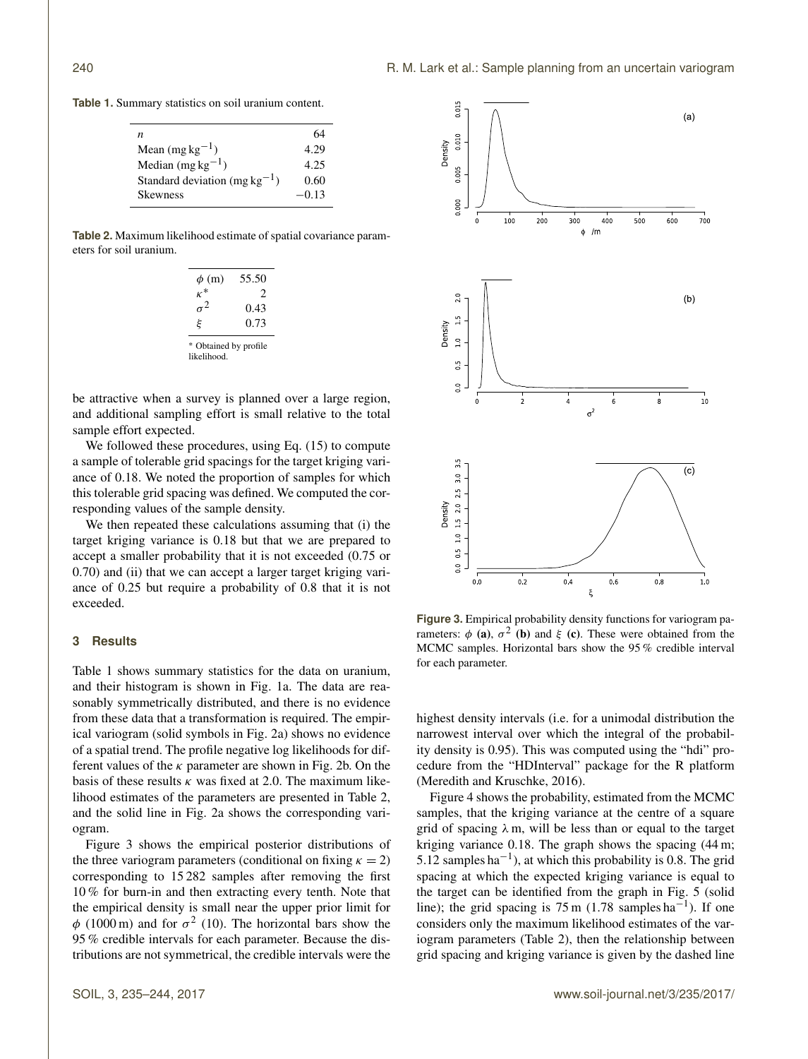**Table 1.** Summary statistics on soil uranium content.

| | |
|---|---|
| $n$ | 64 |
| Mean (mg kg$^{-1}$) | 4.29 |
| Median (mg kg$^{-1}$) | 4.25 |
| Standard deviation (mg kg$^{-1}$) | 0.60 |
| Skewness | −0.13 |

**Table 2.** Maximum likelihood estimate of spatial covariance parameters for soil uranium.

| | |
|---|---|
| $\phi$ (m) | 55.50 |
| $\kappa$* | 2 |
| $\sigma^2$ | 0.43 |
| $\xi$ | 0.73 |

* Obtained by profile likelihood.

be attractive when a survey is planned over a large region, and additional sampling effort is small relative to the total sample effort expected.

We followed these procedures, using Eq. (15) to compute a sample of tolerable grid spacings for the target kriging variance of 0.18. We noted the proportion of samples for which this tolerable grid spacing was defined. We computed the corresponding values of the sample density.

We then repeated these calculations assuming that (i) the target kriging variance is 0.18 but that we are prepared to accept a smaller probability that it is not exceeded (0.75 or 0.70) and (ii) that we can accept a larger target kriging variance of 0.25 but require a probability of 0.8 that it is not exceeded.

## 3 Results

Table 1 shows summary statistics for the data on uranium, and their histogram is shown in Fig. 1a. The data are reasonably symmetrically distributed, and there is no evidence from these data that a transformation is required. The empirical variogram (solid symbols in Fig. 2a) shows no evidence of a spatial trend. The profile negative log likelihoods for different values of the $\kappa$ parameter are shown in Fig. 2b. On the basis of these results $\kappa$ was fixed at 2.0. The maximum likelihood estimates of the parameters are presented in Table 2, and the solid line in Fig. 2a shows the corresponding variogram.

Figure 3 shows the empirical posterior distributions of the three variogram parameters (conditional on fixing $\kappa = 2$) corresponding to 15 282 samples after removing the first 10 % for burn-in and then extracting every tenth. Note that the empirical density is small near the upper prior limit for $\phi$ (1000 m) and for $\sigma^2$ (10). The horizontal bars show the 95 % credible intervals for each parameter. Because the distributions are not symmetrical, the credible intervals were the highest density intervals (i.e. for a unimodal distribution the narrowest interval over which the integral of the probability density is 0.95). This was computed using the "hdi" procedure from the "HDInterval" package for the R platform (Meredith and Kruschke, 2016).

**Figure 3.** Empirical probability density functions for variogram parameters: $\phi$ **(a)**, $\sigma^2$ **(b)** and $\xi$ **(c)**. These were obtained from the MCMC samples. Horizontal bars show the 95 % credible interval for each parameter.

Figure 4 shows the probability, estimated from the MCMC samples, that the kriging variance at the centre of a square grid of spacing $\lambda$ m, will be less than or equal to the target kriging variance 0.18. The graph shows the spacing (44 m; 5.12 samples ha$^{-1}$), at which this probability is 0.8. The grid spacing at which the expected kriging variance is equal to the target can be identified from the graph in Fig. 5 (solid line); the grid spacing is 75 m (1.78 samples ha$^{-1}$). If one considers only the maximum likelihood estimates of the variogram parameters (Table 2), then the relationship between grid spacing and kriging variance is given by the dashed line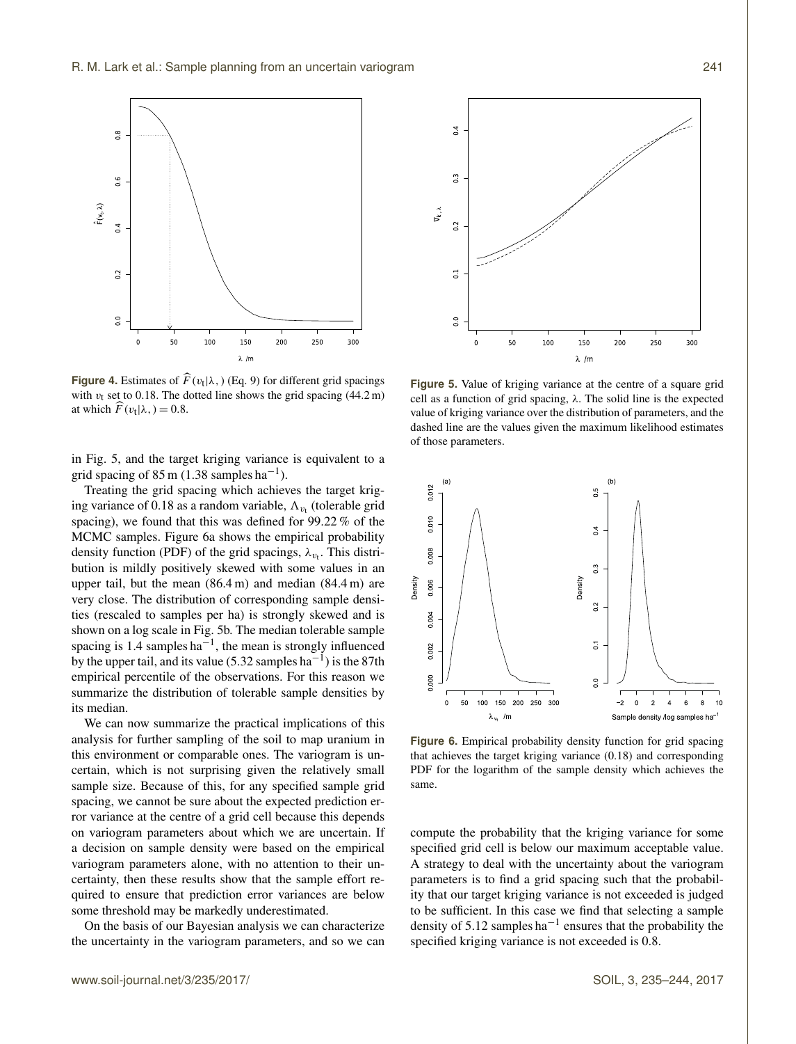**Figure 4.** Estimates of $\widehat{F}(v_t|\lambda,)$ (Eq. 9) for different grid spacings with $v_t$ set to 0.18. The dotted line shows the grid spacing (44.2 m) at which $\widehat{F}(v_t|\lambda,) = 0.8$.

**Figure 5.** Value of kriging variance at the centre of a square grid cell as a function of grid spacing, $\lambda$. The solid line is the expected value of kriging variance over the distribution of parameters, and the dashed line are the values given the maximum likelihood estimates of those parameters.

in Fig. 5, and the target kriging variance is equivalent to a grid spacing of 85 m (1.38 samples $\text{ha}^{-1}$).

Treating the grid spacing which achieves the target kriging variance of 0.18 as a random variable, $\Lambda_{v_t}$ (tolerable grid spacing), we found that this was defined for 99.22 % of the MCMC samples. Figure 6a shows the empirical probability density function (PDF) of the grid spacings, $\lambda_{v_t}$. This distribution is mildly positively skewed with some values in an upper tail, but the mean (86.4 m) and median (84.4 m) are very close. The distribution of corresponding sample densities (rescaled to samples per ha) is strongly skewed and is shown on a log scale in Fig. 5b. The median tolerable sample spacing is 1.4 samples $\text{ha}^{-1}$, the mean is strongly influenced by the upper tail, and its value (5.32 samples $\text{ha}^{-1}$) is the 87th empirical percentile of the observations. For this reason we summarize the distribution of tolerable sample densities by its median.

We can now summarize the practical implications of this analysis for further sampling of the soil to map uranium in this environment or comparable ones. The variogram is uncertain, which is not surprising given the relatively small sample size. Because of this, for any specified sample grid spacing, we cannot be sure about the expected prediction error variance at the centre of a grid cell because this depends on variogram parameters about which we are uncertain. If a decision on sample density were based on the empirical variogram parameters alone, with no attention to their uncertainty, then these results show that the sample effort required to ensure that prediction error variances are below some threshold may be markedly underestimated.

On the basis of our Bayesian analysis we can characterize the uncertainty in the variogram parameters, and so we can compute the probability that the kriging variance for some specified grid cell is below our maximum acceptable value. A strategy to deal with the uncertainty about the variogram parameters is to find a grid spacing such that the probability that our target kriging variance is not exceeded is judged to be sufficient. In this case we find that selecting a sample density of 5.12 samples $\text{ha}^{-1}$ ensures that the probability the specified kriging variance is not exceeded is 0.8.

**Figure 6.** Empirical probability density function for grid spacing that achieves the target kriging variance (0.18) and corresponding PDF for the logarithm of the sample density which achieves the same.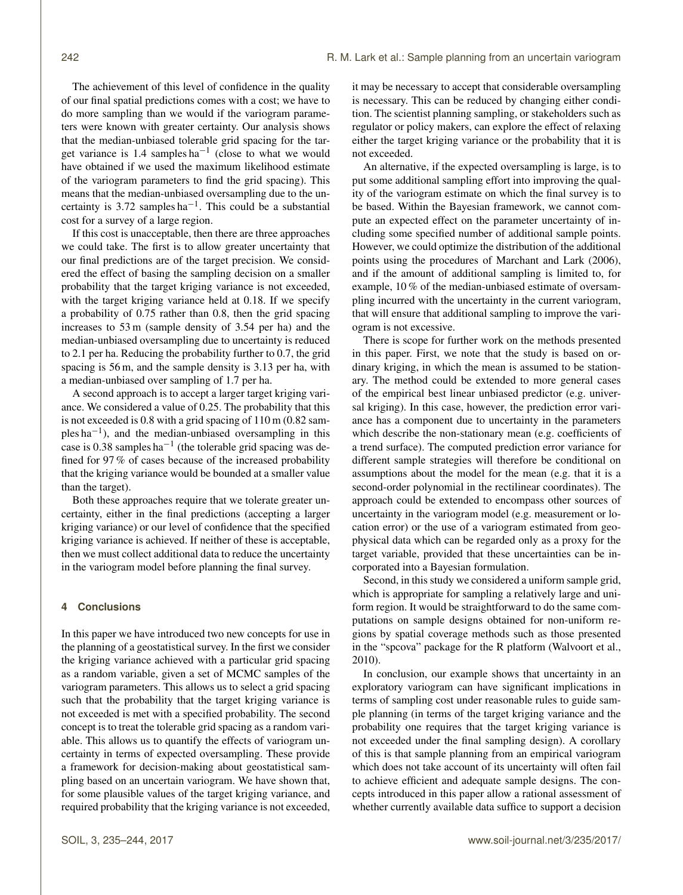The achievement of this level of confidence in the quality of our final spatial predictions comes with a cost; we have to do more sampling than we would if the variogram parameters were known with greater certainty. Our analysis shows that the median-unbiased tolerable grid spacing for the target variance is 1.4 samples $\mathrm{ha}^{-1}$ (close to what we would have obtained if we used the maximum likelihood estimate of the variogram parameters to find the grid spacing). This means that the median-unbiased oversampling due to the uncertainty is 3.72 samples $\mathrm{ha}^{-1}$. This could be a substantial cost for a survey of a large region.

If this cost is unacceptable, then there are three approaches we could take. The first is to allow greater uncertainty that our final predictions are of the target precision. We considered the effect of basing the sampling decision on a smaller probability that the target kriging variance is not exceeded, with the target kriging variance held at 0.18. If we specify a probability of 0.75 rather than 0.8, then the grid spacing increases to 53 m (sample density of 3.54 per ha) and the median-unbiased oversampling due to uncertainty is reduced to 2.1 per ha. Reducing the probability further to 0.7, the grid spacing is 56 m, and the sample density is 3.13 per ha, with a median-unbiased over sampling of 1.7 per ha.

A second approach is to accept a larger target kriging variance. We considered a value of 0.25. The probability that this is not exceeded is 0.8 with a grid spacing of 110 m (0.82 samples $\mathrm{ha}^{-1}$), and the median-unbiased oversampling in this case is 0.38 samples $\mathrm{ha}^{-1}$ (the tolerable grid spacing was defined for 97 % of cases because of the increased probability that the kriging variance would be bounded at a smaller value than the target).

Both these approaches require that we tolerate greater uncertainty, either in the final predictions (accepting a larger kriging variance) or our level of confidence that the specified kriging variance is achieved. If neither of these is acceptable, then we must collect additional data to reduce the uncertainty in the variogram model before planning the final survey.

## 4 Conclusions

In this paper we have introduced two new concepts for use in the planning of a geostatistical survey. In the first we consider the kriging variance achieved with a particular grid spacing as a random variable, given a set of MCMC samples of the variogram parameters. This allows us to select a grid spacing such that the probability that the target kriging variance is not exceeded is met with a specified probability. The second concept is to treat the tolerable grid spacing as a random variable. This allows us to quantify the effects of variogram uncertainty in terms of expected oversampling. These provide a framework for decision-making about geostatistical sampling based on an uncertain variogram. We have shown that, for some plausible values of the target kriging variance, and required probability that the kriging variance is not exceeded, it may be necessary to accept that considerable oversampling is necessary. This can be reduced by changing either condition. The scientist planning sampling, or stakeholders such as regulator or policy makers, can explore the effect of relaxing either the target kriging variance or the probability that it is not exceeded.

An alternative, if the expected oversampling is large, is to put some additional sampling effort into improving the quality of the variogram estimate on which the final survey is to be based. Within the Bayesian framework, we cannot compute an expected effect on the parameter uncertainty of including some specified number of additional sample points. However, we could optimize the distribution of the additional points using the procedures of Marchant and Lark (2006), and if the amount of additional sampling is limited to, for example, 10 % of the median-unbiased estimate of oversampling incurred with the uncertainty in the current variogram, that will ensure that additional sampling to improve the variogram is not excessive.

There is scope for further work on the methods presented in this paper. First, we note that the study is based on ordinary kriging, in which the mean is assumed to be stationary. The method could be extended to more general cases of the empirical best linear unbiased predictor (e.g. universal kriging). In this case, however, the prediction error variance has a component due to uncertainty in the parameters which describe the non-stationary mean (e.g. coefficients of a trend surface). The computed prediction error variance for different sample strategies will therefore be conditional on assumptions about the model for the mean (e.g. that it is a second-order polynomial in the rectilinear coordinates). The approach could be extended to encompass other sources of uncertainty in the variogram model (e.g. measurement or location error) or the use of a variogram estimated from geophysical data which can be regarded only as a proxy for the target variable, provided that these uncertainties can be incorporated into a Bayesian formulation.

Second, in this study we considered a uniform sample grid, which is appropriate for sampling a relatively large and uniform region. It would be straightforward to do the same computations on sample designs obtained for non-uniform regions by spatial coverage methods such as those presented in the "spcova" package for the R platform (Walvoort et al., 2010).

In conclusion, our example shows that uncertainty in an exploratory variogram can have significant implications in terms of sampling cost under reasonable rules to guide sample planning (in terms of the target kriging variance and the probability one requires that the target kriging variance is not exceeded under the final sampling design). A corollary of this is that sample planning from an empirical variogram which does not take account of its uncertainty will often fail to achieve efficient and adequate sample designs. The concepts introduced in this paper allow a rational assessment of whether currently available data suffice to support a decision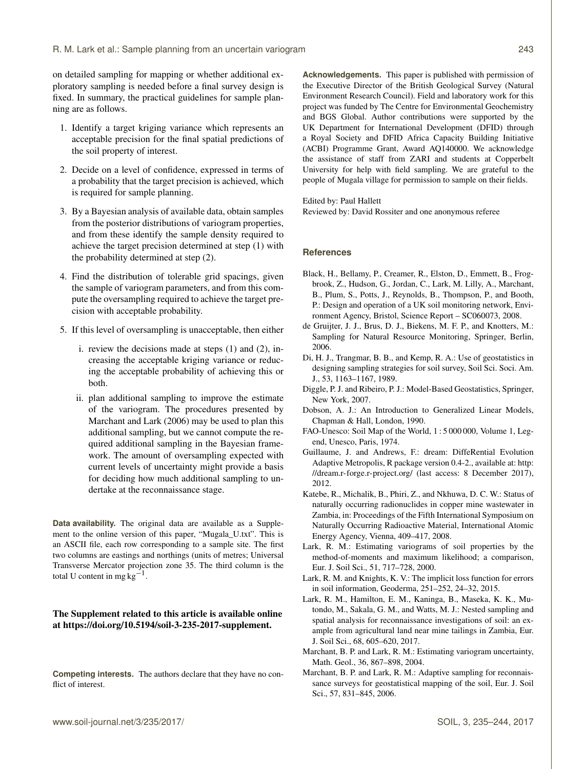on detailed sampling for mapping or whether additional exploratory sampling is needed before a final survey design is fixed. In summary, the practical guidelines for sample planning are as follows.

1. Identify a target kriging variance which represents an acceptable precision for the final spatial predictions of the soil property of interest.

2. Decide on a level of confidence, expressed in terms of a probability that the target precision is achieved, which is required for sample planning.

3. By a Bayesian analysis of available data, obtain samples from the posterior distributions of variogram properties, and from these identify the sample density required to achieve the target precision determined at step (1) with the probability determined at step (2).

4. Find the distribution of tolerable grid spacings, given the sample of variogram parameters, and from this compute the oversampling required to achieve the target precision with acceptable probability.

5. If this level of oversampling is unacceptable, then either

   i. review the decisions made at steps (1) and (2), increasing the acceptable kriging variance or reducing the acceptable probability of achieving this or both.

   ii. plan additional sampling to improve the estimate of the variogram. The procedures presented by Marchant and Lark (2006) may be used to plan this additional sampling, but we cannot compute the required additional sampling in the Bayesian framework. The amount of oversampling expected with current levels of uncertainty might provide a basis for deciding how much additional sampling to undertake at the reconnaissance stage.

**Data availability.** The original data are available as a Supplement to the online version of this paper, "Mugala_U.txt". This is an ASCII file, each row corresponding to a sample site. The first two columns are eastings and northings (units of metres; Universal Transverse Mercator projection zone 35. The third column is the total U content in mg $\text{kg}^{-1}$.

**The Supplement related to this article is available online at https://doi.org/10.5194/soil-3-235-2017-supplement.**

**Competing interests.** The authors declare that they have no conflict of interest.

**Acknowledgements.** This paper is published with permission of the Executive Director of the British Geological Survey (Natural Environment Research Council). Field and laboratory work for this project was funded by The Centre for Environmental Geochemistry and BGS Global. Author contributions were supported by the UK Department for International Development (DFID) through a Royal Society and DFID Africa Capacity Building Initiative (ACBI) Programme Grant, Award AQ140000. We acknowledge the assistance of staff from ZARI and students at Copperbelt University for help with field sampling. We are grateful to the people of Mugala village for permission to sample on their fields.

Edited by: Paul Hallett
Reviewed by: David Rossiter and one anonymous referee

## References

Black, H., Bellamy, P., Creamer, R., Elston, D., Emmett, B., Frogbrook, Z., Hudson, G., Jordan, C., Lark, M. Lilly, A., Marchant, B., Plum, S., Potts, J., Reynolds, B., Thompson, P., and Booth, P.: Design and operation of a UK soil monitoring network, Environment Agency, Bristol, Science Report – SC060073, 2008.

de Gruijter, J. J., Brus, D. J., Biekens, M. F. P., and Knotters, M.: Sampling for Natural Resource Monitoring, Springer, Berlin, 2006.

Di, H. J., Trangmar, B. B., and Kemp, R. A.: Use of geostatistics in designing sampling strategies for soil survey, Soil Sci. Soci. Am. J., 53, 1163–1167, 1989.

Diggle, P. J. and Ribeiro, P. J.: Model-Based Geostatistics, Springer, New York, 2007.

Dobson, A. J.: An Introduction to Generalized Linear Models, Chapman & Hall, London, 1990.

FAO-Unesco: Soil Map of the World, 1 : 5 000 000, Volume 1, Legend, Unesco, Paris, 1974.

Guillaume, J. and Andrews, F.: dream: DiffeRential Evolution Adaptive Metropolis, R package version 0.4-2., available at: http://dream.r-forge.r-project.org/ (last access: 8 December 2017), 2012.

Katebe, R., Michalik, B., Phiri, Z., and Nkhuwa, D. C. W.: Status of naturally occurring radionuclides in copper mine wastewater in Zambia, in: Proceedings of the Fifth International Symposium on Naturally Occurring Radioactive Material, International Atomic Energy Agency, Vienna, 409–417, 2008.

Lark, R. M.: Estimating variograms of soil properties by the method-of-moments and maximum likelihood; a comparison, Eur. J. Soil Sci., 51, 717–728, 2000.

Lark, R. M. and Knights, K. V.: The implicit loss function for errors in soil information, Geoderma, 251–252, 24–32, 2015.

Lark, R. M., Hamilton, E. M., Kaninga, B., Maseka, K. K., Mutondo, M., Sakala, G. M., and Watts, M. J.: Nested sampling and spatial analysis for reconnaissance investigations of soil: an example from agricultural land near mine tailings in Zambia, Eur. J. Soil Sci., 68, 605–620, 2017.

Marchant, B. P. and Lark, R. M.: Estimating variogram uncertainty, Math. Geol., 36, 867–898, 2004.

Marchant, B. P. and Lark, R. M.: Adaptive sampling for reconnaissance surveys for geostatistical mapping of the soil, Eur. J. Soil Sci., 57, 831–845, 2006.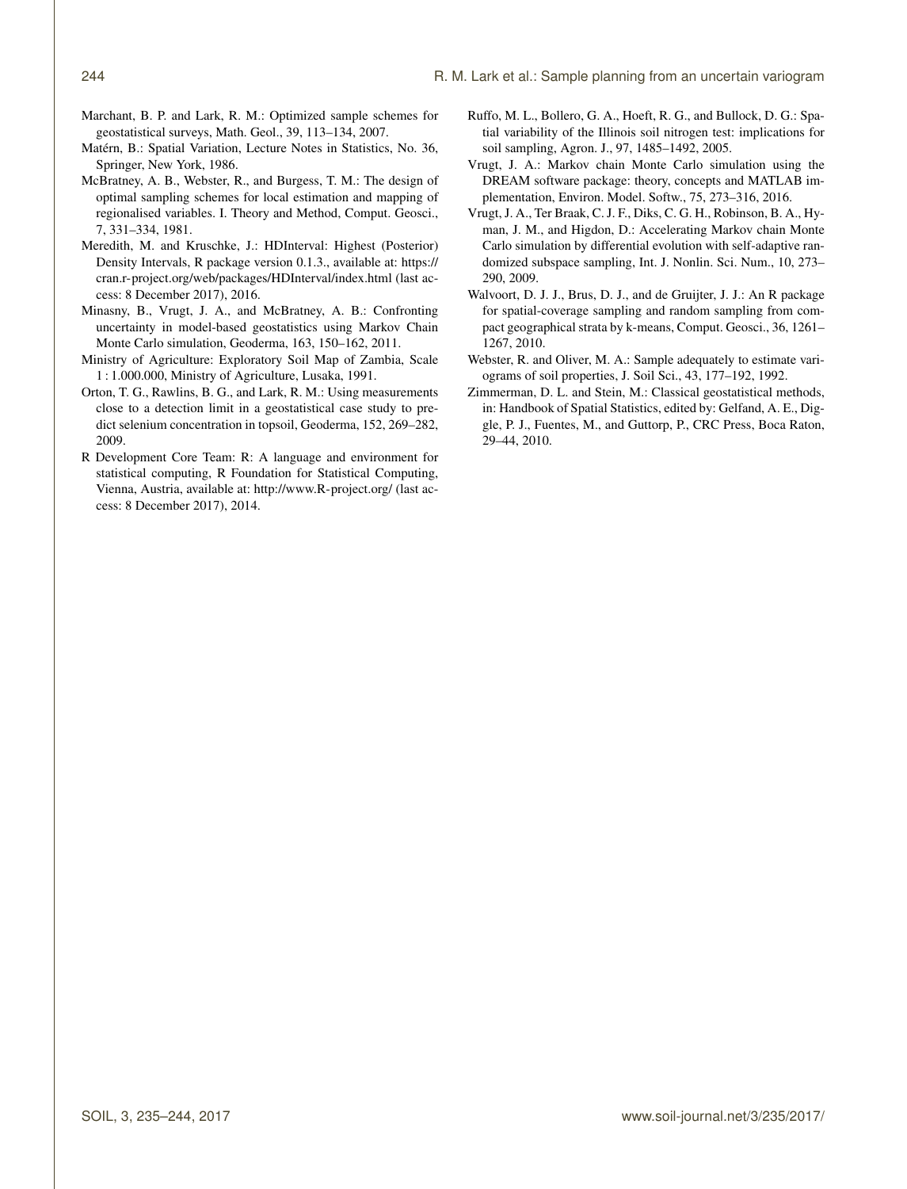Marchant, B. P. and Lark, R. M.: Optimized sample schemes for geostatistical surveys, Math. Geol., 39, 113–134, 2007.

Matérn, B.: Spatial Variation, Lecture Notes in Statistics, No. 36, Springer, New York, 1986.

McBratney, A. B., Webster, R., and Burgess, T. M.: The design of optimal sampling schemes for local estimation and mapping of regionalised variables. I. Theory and Method, Comput. Geosci., 7, 331–334, 1981.

Meredith, M. and Kruschke, J.: HDInterval: Highest (Posterior) Density Intervals, R package version 0.1.3., available at: https://cran.r-project.org/web/packages/HDInterval/index.html (last access: 8 December 2017), 2016.

Minasny, B., Vrugt, J. A., and McBratney, A. B.: Confronting uncertainty in model-based geostatistics using Markov Chain Monte Carlo simulation, Geoderma, 163, 150–162, 2011.

Ministry of Agriculture: Exploratory Soil Map of Zambia, Scale 1 : 1.000.000, Ministry of Agriculture, Lusaka, 1991.

Orton, T. G., Rawlins, B. G., and Lark, R. M.: Using measurements close to a detection limit in a geostatistical case study to predict selenium concentration in topsoil, Geoderma, 152, 269–282, 2009.

R Development Core Team: R: A language and environment for statistical computing, R Foundation for Statistical Computing, Vienna, Austria, available at: http://www.R-project.org/ (last access: 8 December 2017), 2014.

Ruffo, M. L., Bollero, G. A., Hoeft, R. G., and Bullock, D. G.: Spatial variability of the Illinois soil nitrogen test: implications for soil sampling, Agron. J., 97, 1485–1492, 2005.

Vrugt, J. A.: Markov chain Monte Carlo simulation using the DREAM software package: theory, concepts and MATLAB implementation, Environ. Model. Softw., 75, 273–316, 2016.

Vrugt, J. A., Ter Braak, C. J. F., Diks, C. G. H., Robinson, B. A., Hyman, J. M., and Higdon, D.: Accelerating Markov chain Monte Carlo simulation by differential evolution with self-adaptive randomized subspace sampling, Int. J. Nonlin. Sci. Num., 10, 273–290, 2009.

Walvoort, D. J. J., Brus, D. J., and de Gruijter, J. J.: An R package for spatial-coverage sampling and random sampling from compact geographical strata by k-means, Comput. Geosci., 36, 1261–1267, 2010.

Webster, R. and Oliver, M. A.: Sample adequately to estimate variograms of soil properties, J. Soil Sci., 43, 177–192, 1992.

Zimmerman, D. L. and Stein, M.: Classical geostatistical methods, in: Handbook of Spatial Statistics, edited by: Gelfand, A. E., Diggle, P. J., Fuentes, M., and Guttorp, P., CRC Press, Boca Raton, 29–44, 2010.